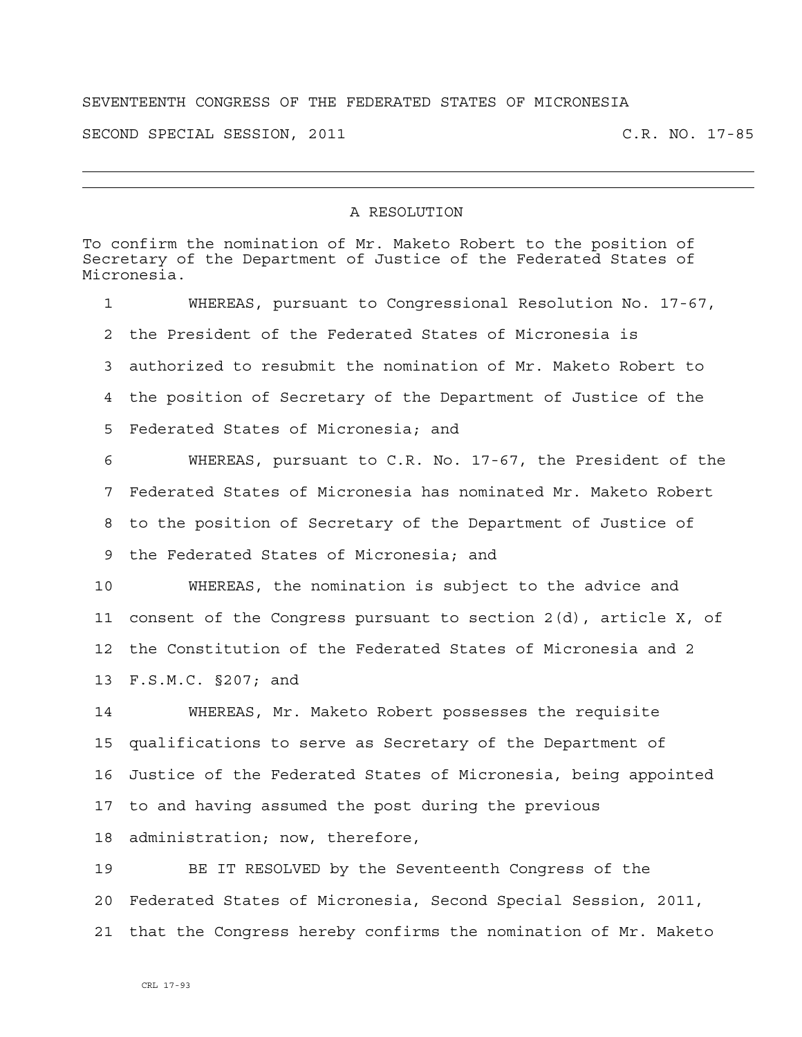SEVENTEENTH CONGRESS OF THE FEDERATED STATES OF MICRONESIA

SECOND SPECIAL SESSION, 2011 C.R. NO. 17-85

---

## A RESOLUTION

To confirm the nomination of Mr. Maketo Robert to the position of Secretary of the Department of Justice of the Federated States of Micronesia.

1 WHEREAS, pursuant to Congressional Resolution No. 17-67,
2 the President of the Federated States of Micronesia is
3 authorized to resubmit the nomination of Mr. Maketo Robert to
4 the position of Secretary of the Department of Justice of the
5 Federated States of Micronesia; and
6 WHEREAS, pursuant to C.R. No. 17-67, the President of the
7 Federated States of Micronesia has nominated Mr. Maketo Robert
8 to the position of Secretary of the Department of Justice of
9 the Federated States of Micronesia; and
10 WHEREAS, the nomination is subject to the advice and
11 consent of the Congress pursuant to section 2(d), article X, of
12 the Constitution of the Federated States of Micronesia and 2
13 F.S.M.C. §207; and
14 WHEREAS, Mr. Maketo Robert possesses the requisite
15 qualifications to serve as Secretary of the Department of
16 Justice of the Federated States of Micronesia, being appointed
17 to and having assumed the post during the previous
18 administration; now, therefore,
19 BE IT RESOLVED by the Seventeenth Congress of the
20 Federated States of Micronesia, Second Special Session, 2011,
21 that the Congress hereby confirms the nomination of Mr. Maketo

CRL 17-93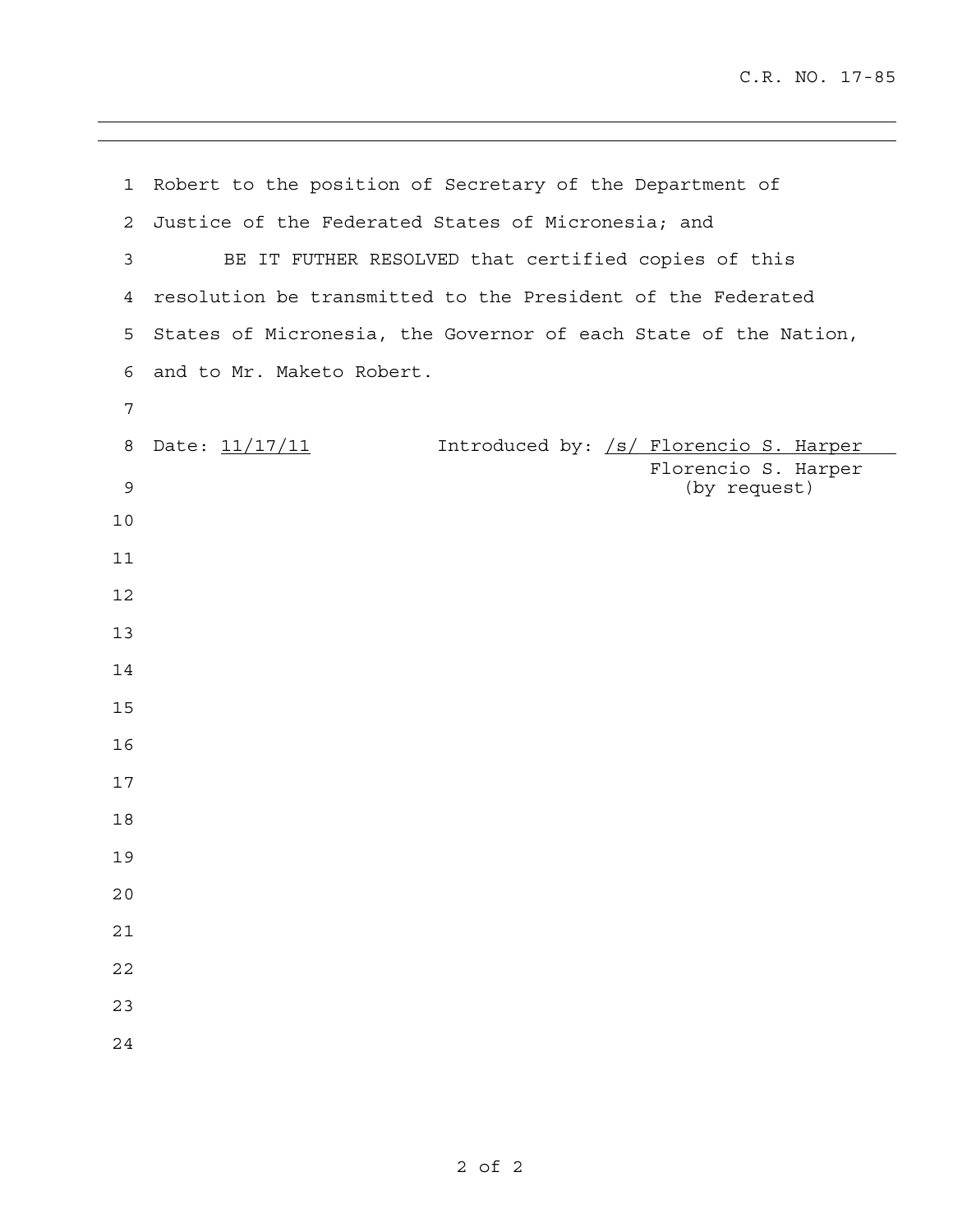Robert to the position of Secretary of the Department of Justice of the Federated States of Micronesia; and

BE IT FUTHER RESOLVED that certified copies of this resolution be transmitted to the President of the Federated States of Micronesia, the Governor of each State of the Nation, and to Mr. Maketo Robert.

Date: 11/17/11

Introduced by: /s/ Florencio S. Harper

Florencio S. Harper

(by request)